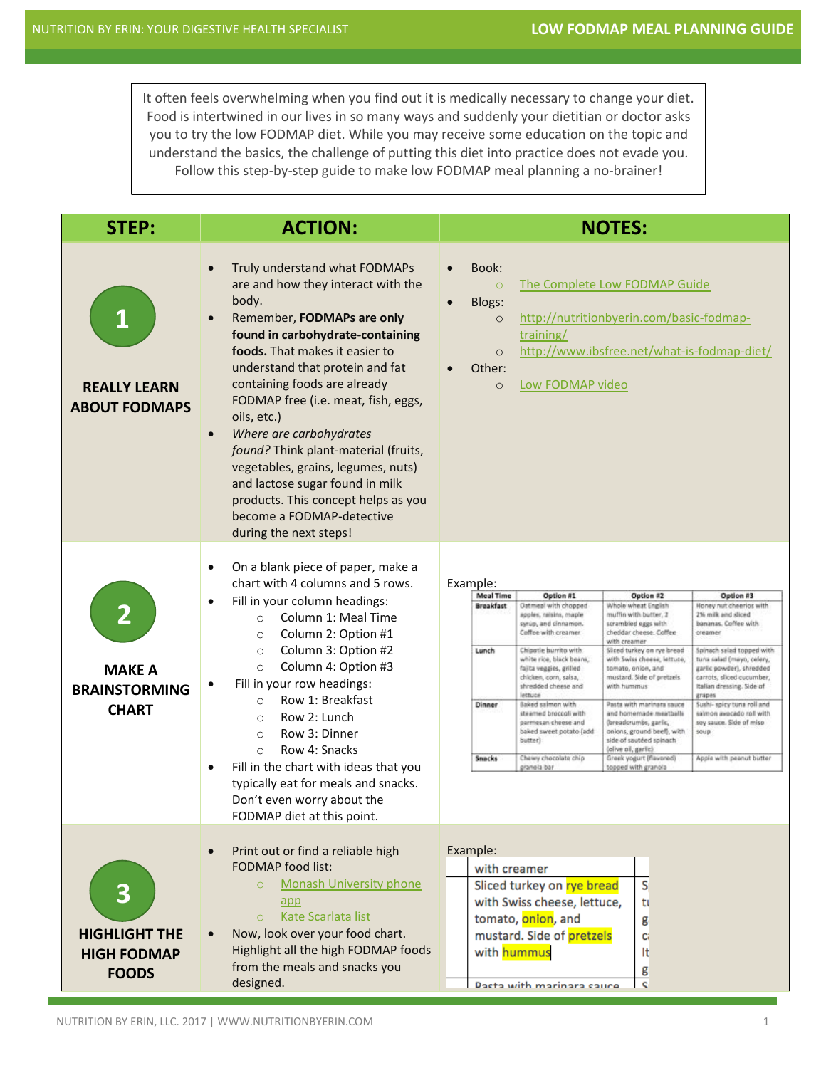It often feels overwhelming when you find out it is medically necessary to change your diet. Food is intertwined in our lives in so many ways and suddenly your dietitian or doctor asks you to try the low FODMAP diet. While you may receive some education on the topic and understand the basics, the challenge of putting this diet into practice does not evade you. Follow this step-by-step guide to make low FODMAP meal planning a no-brainer!

| STEP: | ACTION: | NOTES: |
|---|---|---|
| **1** **REALLY LEARN ABOUT FODMAPS** | • Truly understand what FODMAPs are and how they interact with the body.<br>• Remember, **FODMAPs are only found in carbohydrate-containing foods.** That makes it easier to understand that protein and fat containing foods are already FODMAP free (i.e. meat, fish, eggs, oils, etc.)<br>• *Where are carbohydrates found?* Think plant-material (fruits, vegetables, grains, legumes, nuts) and lactose sugar found in milk products. This concept helps as you become a FODMAP-detective during the next steps! | • Book:<br>  ○ The Complete Low FODMAP Guide<br>• Blogs:<br>  ○ http://nutritionbyerin.com/basic-fodmap-training/<br>  ○ http://www.ibsfree.net/what-is-fodmap-diet/<br>• Other:<br>  ○ Low FODMAP video |
| **2** **MAKE A BRAINSTORMING CHART** | • On a blank piece of paper, make a chart with 4 columns and 5 rows.<br>• Fill in your column headings:<br>  ○ Column 1: Meal Time<br>  ○ Column 2: Option #1<br>  ○ Column 3: Option #2<br>  ○ Column 4: Option #3<br>• Fill in your row headings:<br>  ○ Row 1: Breakfast<br>  ○ Row 2: Lunch<br>  ○ Row 3: Dinner<br>  ○ Row 4: Snacks<br>• Fill in the chart with ideas that you typically eat for meals and snacks. Don't even worry about the FODMAP diet at this point. | Example:<br>**Meal Time / Option #1 / Option #2 / Option #3**<br>**Breakfast:** Oatmeal with chopped apples, raisins, maple syrup, and cinnamon. Coffee with creamer / Whole wheat English muffin with butter, 2 scrambled eggs with cheddar cheese. Coffee with creamer / Honey nut cheerios with 2% milk and sliced bananas. Coffee with creamer<br>**Lunch:** Chipotle burrito with white rice, black beans, fajita veggies, grilled chicken, corn, salsa, shredded cheese and lettuce / Sliced turkey on rye bread with Swiss cheese, lettuce, tomato, onion, and mustard. Side of pretzels with hummus / Spinach salad topped with tuna salad (mayo, celery, garlic powder), shredded carrots, sliced cucumber, Italian dressing. Side of grapes<br>**Dinner:** Baked salmon with steamed broccoli with parmesan cheese and baked sweet potato (add butter) / Pasta with marinara sauce and homemade meatballs (breadcrumbs, garlic, onions, ground beef), with side of sautéed spinach (olive oil, garlic) / Sushi- spicy tuna roll and salmon avocado roll with soy sauce. Side of miso soup<br>**Snacks:** Chewy chocolate chip granola bar / Greek yogurt (flavored) topped with granola / Apple with peanut butter |
| **3** **HIGHLIGHT THE HIGH FODMAP FOODS** | • Print out or find a reliable high FODMAP food list:<br>  ○ Monash University phone app<br>  ○ Kate Scarlata list<br>• Now, look over your food chart. Highlight all the high FODMAP foods from the meals and snacks you designed. | Example:<br>with creamer<br>Sliced turkey on **rye bread** with Swiss cheese, lettuce, tomato, **onion**, and mustard. Side of **pretzels** with **hummus**<br>Pasta with marinara sauce |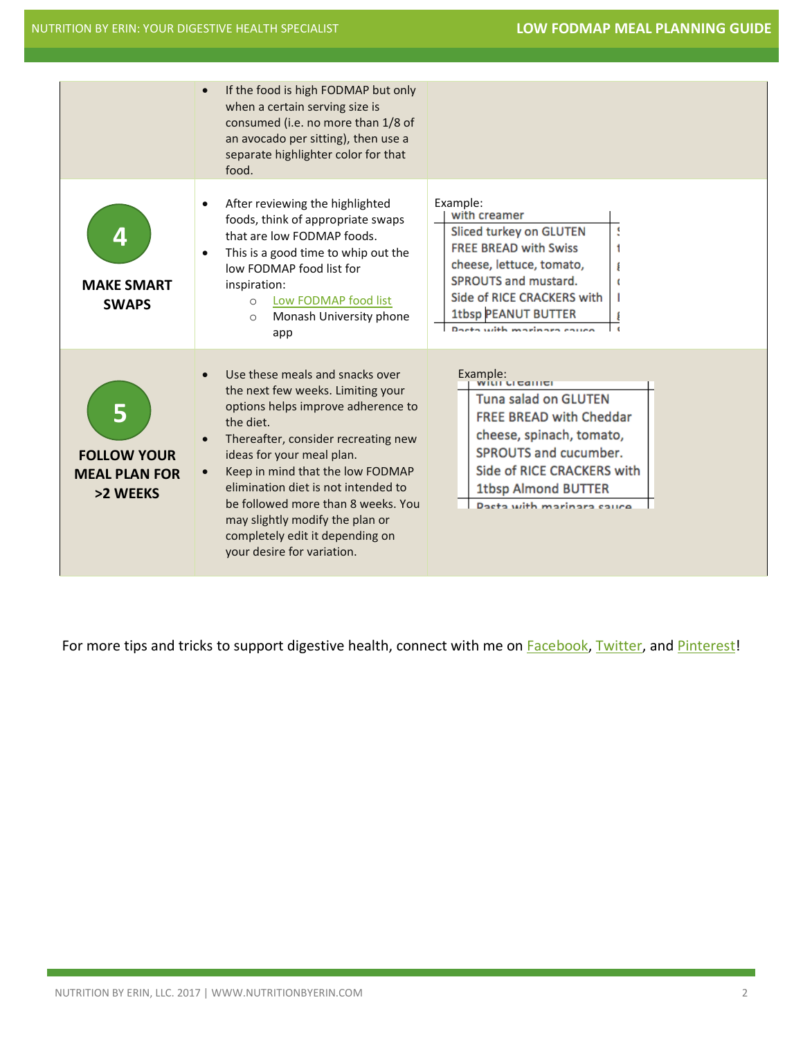| | | |
|---|---|---|
| | • If the food is high FODMAP but only when a certain serving size is consumed (i.e. no more than 1/8 of an avocado per sitting), then use a separate highlighter color for that food. | |
| **4** **MAKE SMART SWAPS** | • After reviewing the highlighted foods, think of appropriate swaps that are low FODMAP foods.<br>• This is a good time to whip out the low FODMAP food list for inspiration:<br>  ○ Low FODMAP food list<br>  ○ Monash University phone app | Example:<br>with creamer<br>Sliced turkey on GLUTEN FREE BREAD with Swiss cheese, lettuce, tomato, SPROUTS and mustard. Side of RICE CRACKERS with 1tbsp PEANUT BUTTER<br>Pasta with marinara sauce |
| **5** **FOLLOW YOUR MEAL PLAN FOR >2 WEEKS** | • Use these meals and snacks over the next few weeks. Limiting your options helps improve adherence to the diet.<br>• Thereafter, consider recreating new ideas for your meal plan.<br>• Keep in mind that the low FODMAP elimination diet is not intended to be followed more than 8 weeks. You may slightly modify the plan or completely edit it depending on your desire for variation. | Example:<br>with creamer<br>Tuna salad on GLUTEN FREE BREAD with Cheddar cheese, spinach, tomato, SPROUTS and cucumber. Side of RICE CRACKERS with 1tbsp Almond BUTTER<br>Pasta with marinara sauce |

For more tips and tricks to support digestive health, connect with me on Facebook, Twitter, and Pinterest!